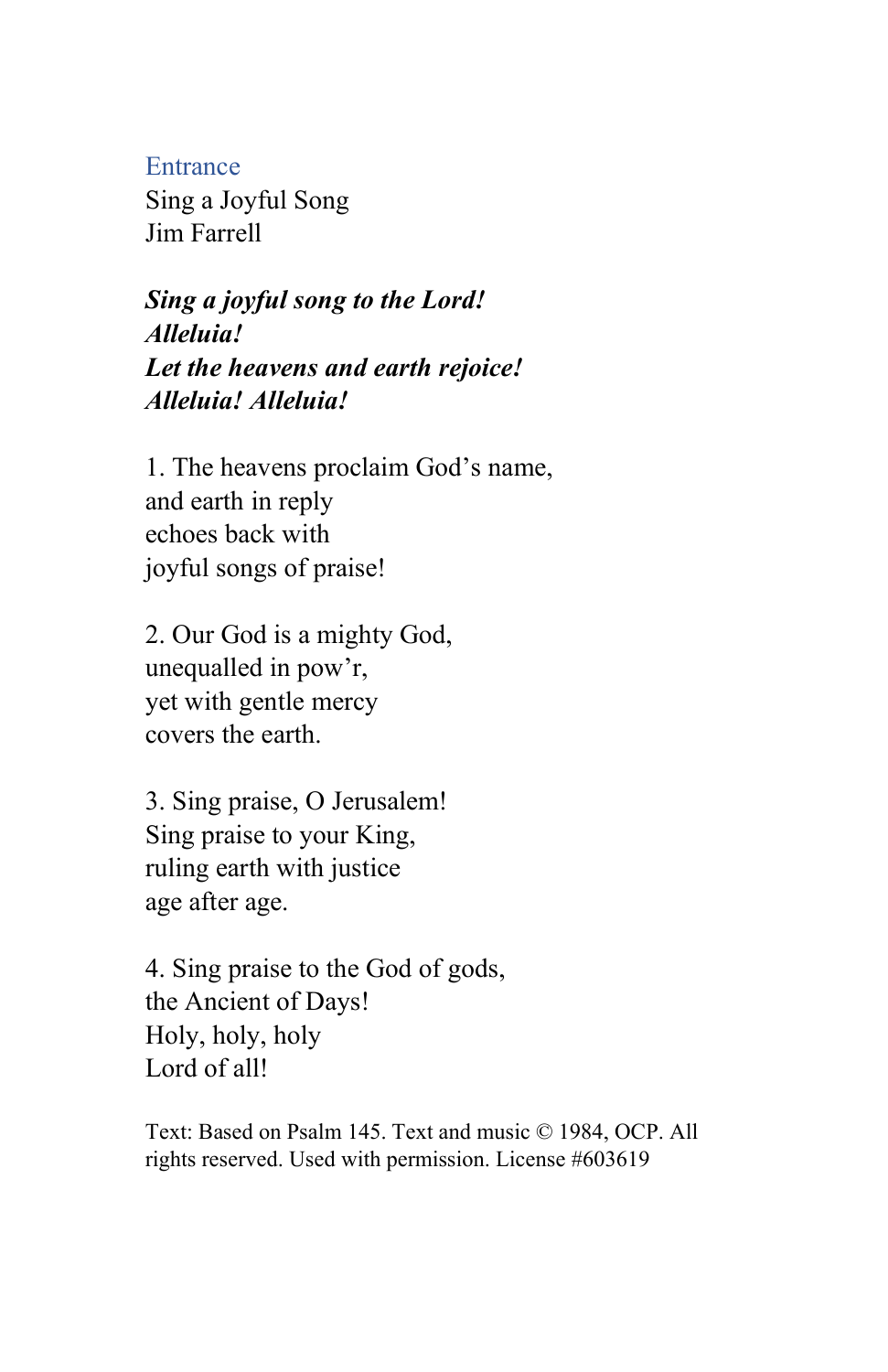## Entrance

Sing a Joyful Song
Jim Farrell

***Sing a joyful song to the Lord!***
***Alleluia!***
***Let the heavens and earth rejoice!***
***Alleluia! Alleluia!***

1. The heavens proclaim God's name,
and earth in reply
echoes back with
joyful songs of praise!

2. Our God is a mighty God,
unequalled in pow'r,
yet with gentle mercy
covers the earth.

3. Sing praise, O Jerusalem!
Sing praise to your King,
ruling earth with justice
age after age.

4. Sing praise to the God of gods,
the Ancient of Days!
Holy, holy, holy
Lord of all!

Text: Based on Psalm 145. Text and music © 1984, OCP. All rights reserved. Used with permission. License #603619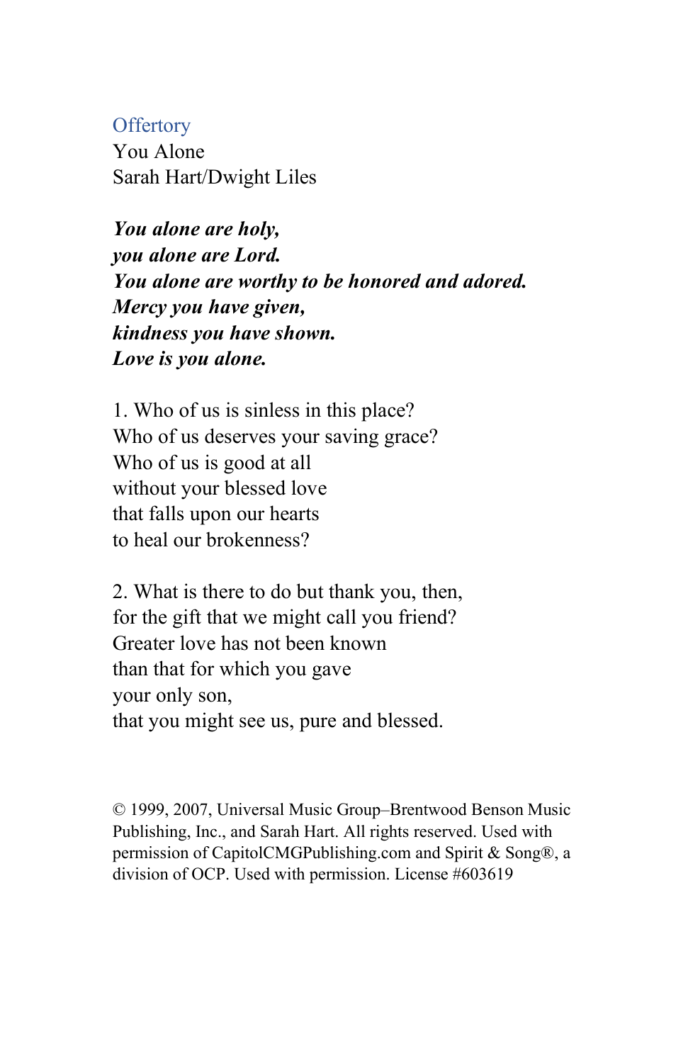## Offertory

You Alone
Sarah Hart/Dwight Liles

***You alone are holy,***
***you alone are Lord.***
***You alone are worthy to be honored and adored.***
***Mercy you have given,***
***kindness you have shown.***
***Love is you alone.***

1. Who of us is sinless in this place?
Who of us deserves your saving grace?
Who of us is good at all
without your blessed love
that falls upon our hearts
to heal our brokenness?

2. What is there to do but thank you, then,
for the gift that we might call you friend?
Greater love has not been known
than that for which you gave
your only son,
that you might see us, pure and blessed.

© 1999, 2007, Universal Music Group–Brentwood Benson Music Publishing, Inc., and Sarah Hart. All rights reserved. Used with permission of CapitolCMGPublishing.com and Spirit & Song®, a division of OCP. Used with permission. License #603619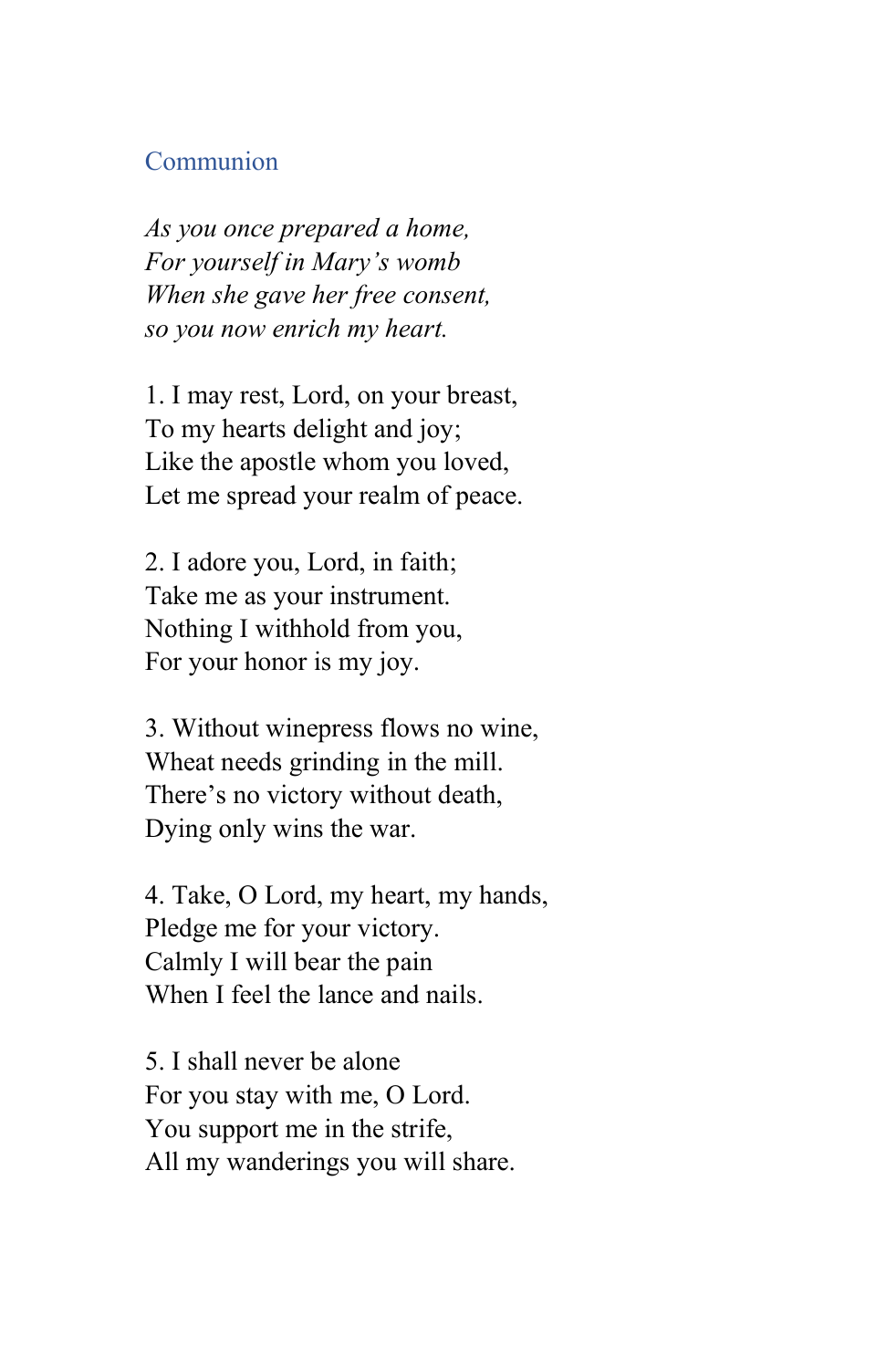## Communion

*As you once prepared a home,*
*For yourself in Mary's womb*
*When she gave her free consent,*
*so you now enrich my heart.*

1. I may rest, Lord, on your breast,
To my hearts delight and joy;
Like the apostle whom you loved,
Let me spread your realm of peace.

2. I adore you, Lord, in faith;
Take me as your instrument.
Nothing I withhold from you,
For your honor is my joy.

3. Without winepress flows no wine,
Wheat needs grinding in the mill.
There's no victory without death,
Dying only wins the war.

4. Take, O Lord, my heart, my hands,
Pledge me for your victory.
Calmly I will bear the pain
When I feel the lance and nails.

5. I shall never be alone
For you stay with me, O Lord.
You support me in the strife,
All my wanderings you will share.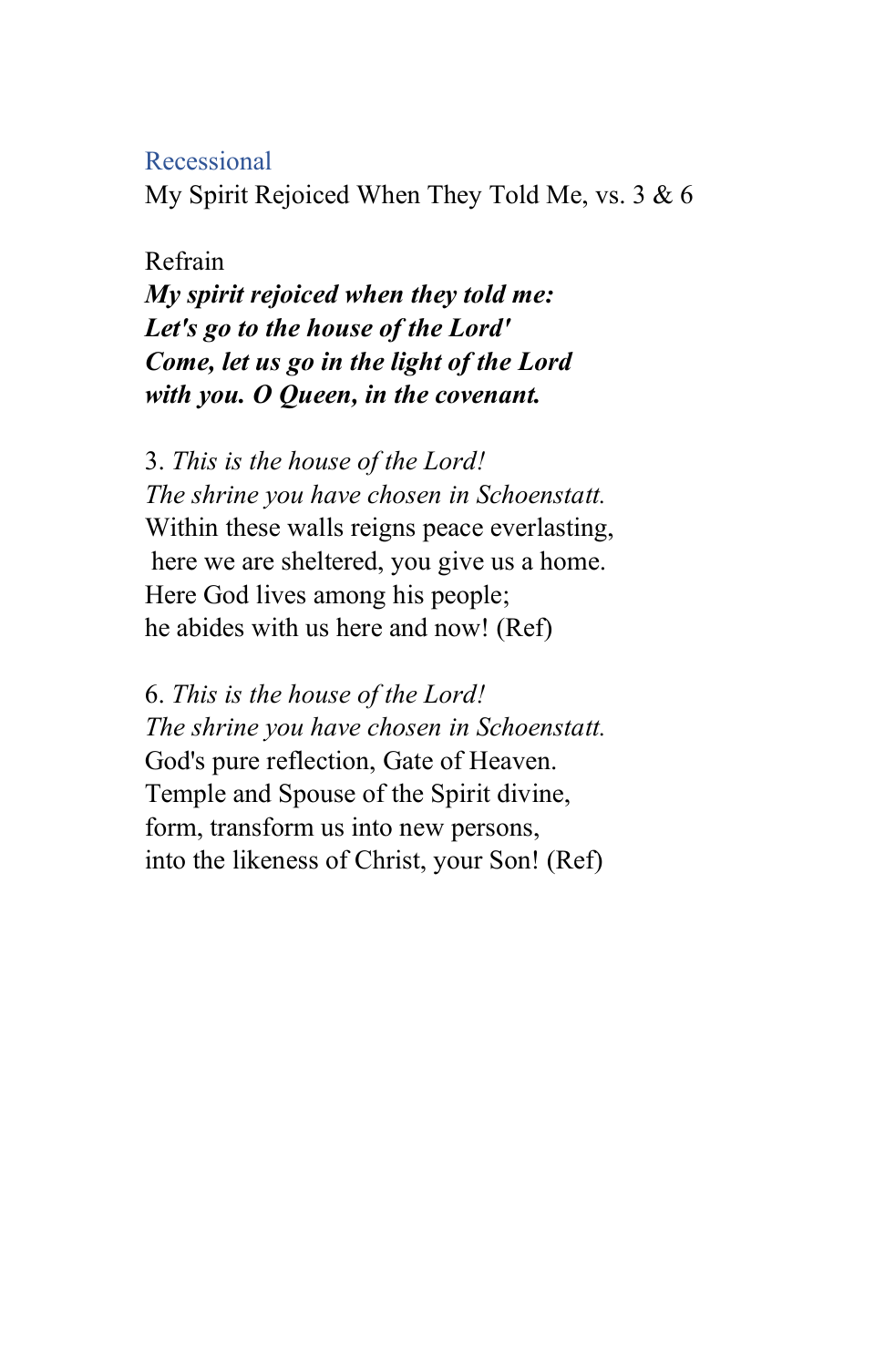### Recessional

My Spirit Rejoiced When They Told Me, vs. 3 & 6

Refrain

***My spirit rejoiced when they told me:***  
***Let's go to the house of the Lord'***  
***Come, let us go in the light of the Lord***  
***with you. O Queen, in the covenant.***

3. *This is the house of the Lord!*  
*The shrine you have chosen in Schoenstatt.*  
Within these walls reigns peace everlasting,  
here we are sheltered, you give us a home.  
Here God lives among his people;  
he abides with us here and now! (Ref)

6. *This is the house of the Lord!*  
*The shrine you have chosen in Schoenstatt.*  
God's pure reflection, Gate of Heaven.  
Temple and Spouse of the Spirit divine,  
form, transform us into new persons,  
into the likeness of Christ, your Son! (Ref)